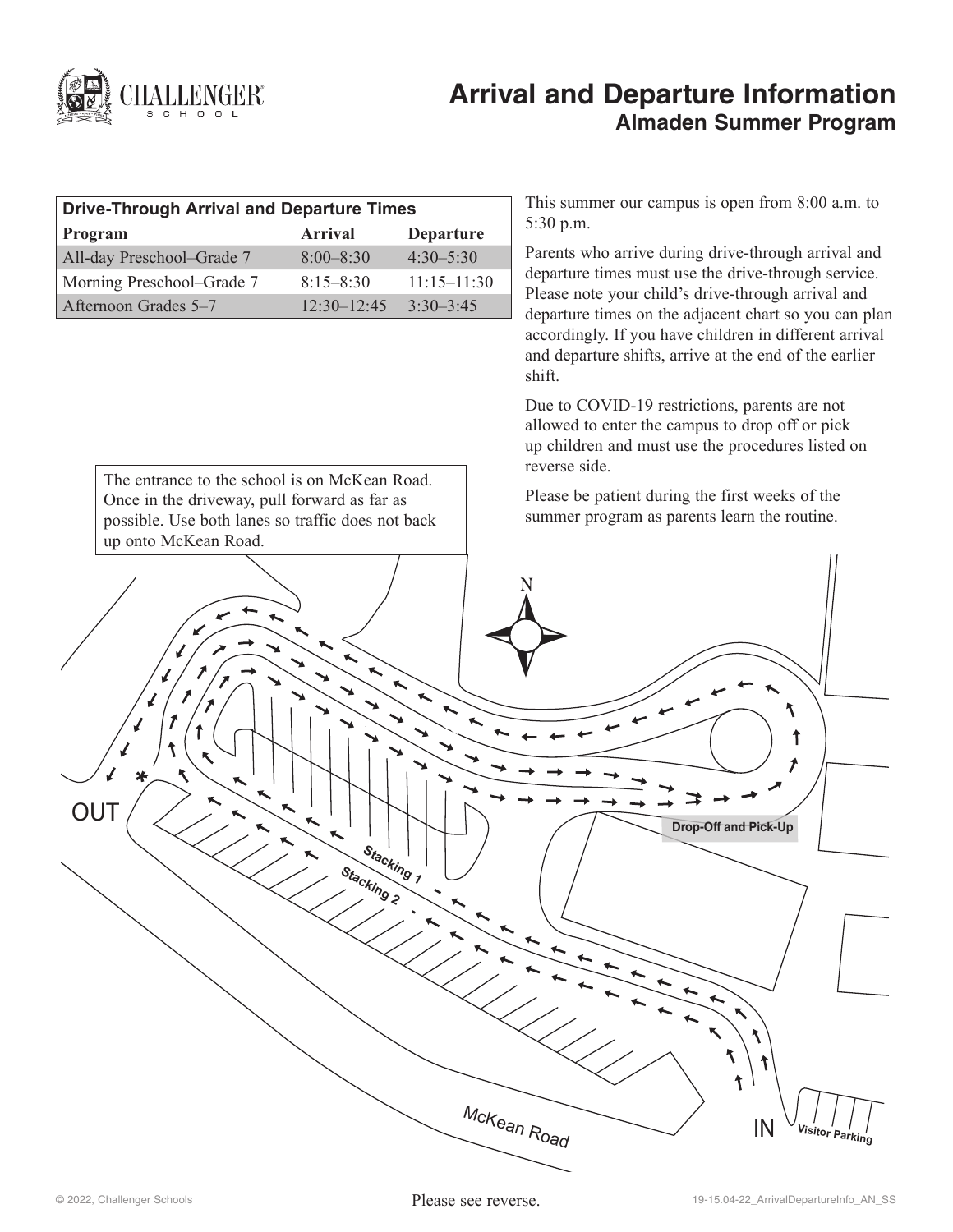# Arrival and Departure Information

## Almaden Summer Program

| Drive-Through Arrival and Departure Times | | |
|---|---|---|
| **Program** | **Arrival** | **Departure** |
| All-day Preschool–Grade 7 | 8:00–8:30 | 4:30–5:30 |
| Morning Preschool–Grade 7 | 8:15–8:30 | 11:15–11:30 |
| Afternoon Grades 5–7 | 12:30–12:45 | 3:30–3:45 |

This summer our campus is open from 8:00 a.m. to 5:30 p.m.

Parents who arrive during drive-through arrival and departure times must use the drive-through service. Please note your child's drive-through arrival and departure times on the adjacent chart so you can plan accordingly. If you have children in different arrival and departure shifts, arrive at the end of the earlier shift.

Due to COVID-19 restrictions, parents are not allowed to enter the campus to drop off or pick up children and must use the procedures listed on reverse side.

Please be patient during the first weeks of the summer program as parents learn the routine.

The entrance to the school is on McKean Road. Once in the driveway, pull forward as far as possible. Use both lanes so traffic does not back up onto McKean Road.

N

OUT

*

Drop-Off and Pick-Up

Stacking 1

Stacking 2

McKean Road

IN

Visitor Parking

Please see reverse.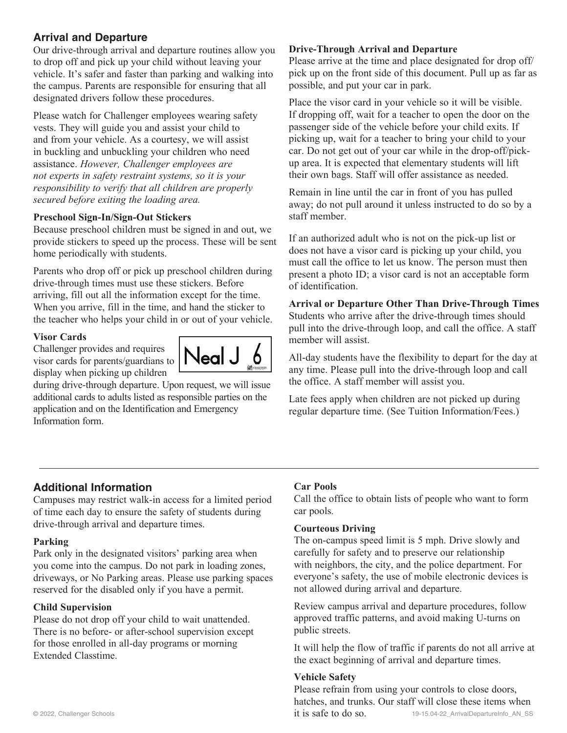## Arrival and Departure

Our drive-through arrival and departure routines allow you to drop off and pick up your child without leaving your vehicle. It's safer and faster than parking and walking into the campus. Parents are responsible for ensuring that all designated drivers follow these procedures.

Please watch for Challenger employees wearing safety vests. They will guide you and assist your child to and from your vehicle. As a courtesy, we will assist in buckling and unbuckling your children who need assistance. *However, Challenger employees are not experts in safety restraint systems, so it is your responsibility to verify that all children are properly secured before exiting the loading area.*

### Preschool Sign-In/Sign-Out Stickers

Because preschool children must be signed in and out, we provide stickers to speed up the process. These will be sent home periodically with students.

Parents who drop off or pick up preschool children during drive-through times must use these stickers. Before arriving, fill out all the information except for the time. When you arrive, fill in the time, and hand the sticker to the teacher who helps your child in or out of your vehicle.

### Visor Cards

Neal J 6

Challenger provides and requires visor cards for parents/guardians to display when picking up children during drive-through departure. Upon request, we will issue additional cards to adults listed as responsible parties on the application and on the Identification and Emergency Information form.

### Drive-Through Arrival and Departure

Please arrive at the time and place designated for drop off/pick up on the front side of this document. Pull up as far as possible, and put your car in park.

Place the visor card in your vehicle so it will be visible. If dropping off, wait for a teacher to open the door on the passenger side of the vehicle before your child exits. If picking up, wait for a teacher to bring your child to your car. Do not get out of your car while in the drop-off/pick-up area. It is expected that elementary students will lift their own bags. Staff will offer assistance as needed.

Remain in line until the car in front of you has pulled away; do not pull around it unless instructed to do so by a staff member.

If an authorized adult who is not on the pick-up list or does not have a visor card is picking up your child, you must call the office to let us know. The person must then present a photo ID; a visor card is not an acceptable form of identification.

### Arrival or Departure Other Than Drive-Through Times

Students who arrive after the drive-through times should pull into the drive-through loop, and call the office. A staff member will assist.

All-day students have the flexibility to depart for the day at any time. Please pull into the drive-through loop and call the office. A staff member will assist you.

Late fees apply when children are not picked up during regular departure time. (See Tuition Information/Fees.)

---

## Additional Information

Campuses may restrict walk-in access for a limited period of time each day to ensure the safety of students during drive-through arrival and departure times.

### Parking

Park only in the designated visitors' parking area when you come into the campus. Do not park in loading zones, driveways, or No Parking areas. Please use parking spaces reserved for the disabled only if you have a permit.

### Child Supervision

Please do not drop off your child to wait unattended. There is no before- or after-school supervision except for those enrolled in all-day programs or morning Extended Classtime.

### Car Pools

Call the office to obtain lists of people who want to form car pools.

### Courteous Driving

The on-campus speed limit is 5 mph. Drive slowly and carefully for safety and to preserve our relationship with neighbors, the city, and the police department. For everyone's safety, the use of mobile electronic devices is not allowed during arrival and departure.

Review campus arrival and departure procedures, follow approved traffic patterns, and avoid making U-turns on public streets.

It will help the flow of traffic if parents do not all arrive at the exact beginning of arrival and departure times.

### Vehicle Safety

Please refrain from using your controls to close doors, hatches, and trunks. Our staff will close these items when it is safe to do so.

© 2022, Challenger Schools 19-15.04-22_ArrivalDepartureInfo_AN_SS